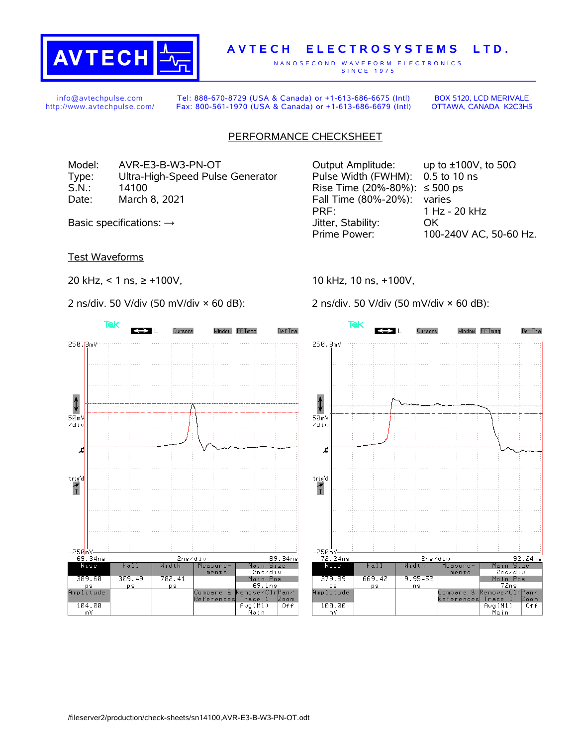# AVTECH ELECTROSYSTEMS LTD.

NANOSECOND WAVEFORM ELECTRONICS
SINCE 1975

info@avtechpulse.com
http://www.avtechpulse.com/

Tel: 888-670-8729 (USA & Canada) or +1-613-686-6675 (Intl)
Fax: 800-561-1970 (USA & Canada) or +1-613-686-6679 (Intl)

BOX 5120, LCD MERIVALE
OTTAWA, CANADA K2C3H5

## PERFORMANCE CHECKSHEET

| | |
|---|---|
| Model: | AVR-E3-B-W3-PN-OT |
| Type: | Ultra-High-Speed Pulse Generator |
| S.N.: | 14100 |
| Date: | March 8, 2021 |

Basic specifications: →

| | |
|---|---|
| Output Amplitude: | up to ±100V, to 50Ω |
| Pulse Width (FWHM): | 0.5 to 10 ns |
| Rise Time (20%-80%): | ≤ 500 ps |
| Fall Time (80%-20%): | varies |
| PRF: | 1 Hz - 20 kHz |
| Jitter, Stability: | OK |
| Prime Power: | 100-240V AC, 50-60 Hz. |

## Test Waveforms

20 kHz, < 1 ns, ≥ +100V,

2 ns/div. 50 V/div (50 mV/div × 60 dB):

| Rise | Fall | Width | Amplitude | Main Size | Main Pos |
|---|---|---|---|---|---|
| 309.60 ps | 309.49 ps | 702.41 ps | 104.00 mV | 2ns/div | 69.1ns |

10 kHz, 10 ns, +100V,

2 ns/div. 50 V/div (50 mV/div × 60 dB):

| Rise | Fall | Width | Amplitude | Main Size | Main Pos |
|---|---|---|---|---|---|
| 379.89 ps | 669.42 ps | 9.95452 ns | 100.00 mV | 2ns/div | 72ns |

/fileserver2/production/check-sheets/sn14100,AVR-E3-B-W3-PN-OT.odt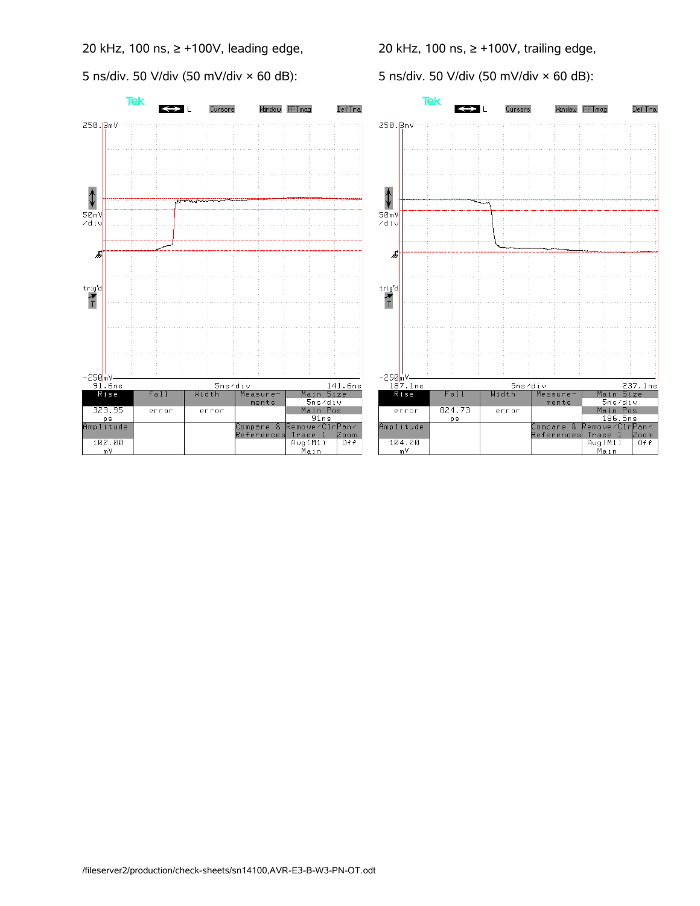20 kHz, 100 ns, ≥ +100V, leading edge,

5 ns/div. 50 V/div (50 mV/div × 60 dB):

20 kHz, 100 ns, ≥ +100V, trailing edge,

5 ns/div. 50 V/div (50 mV/div × 60 dB):

/fileserver2/production/check-sheets/sn14100,AVR-E3-B-W3-PN-OT.odt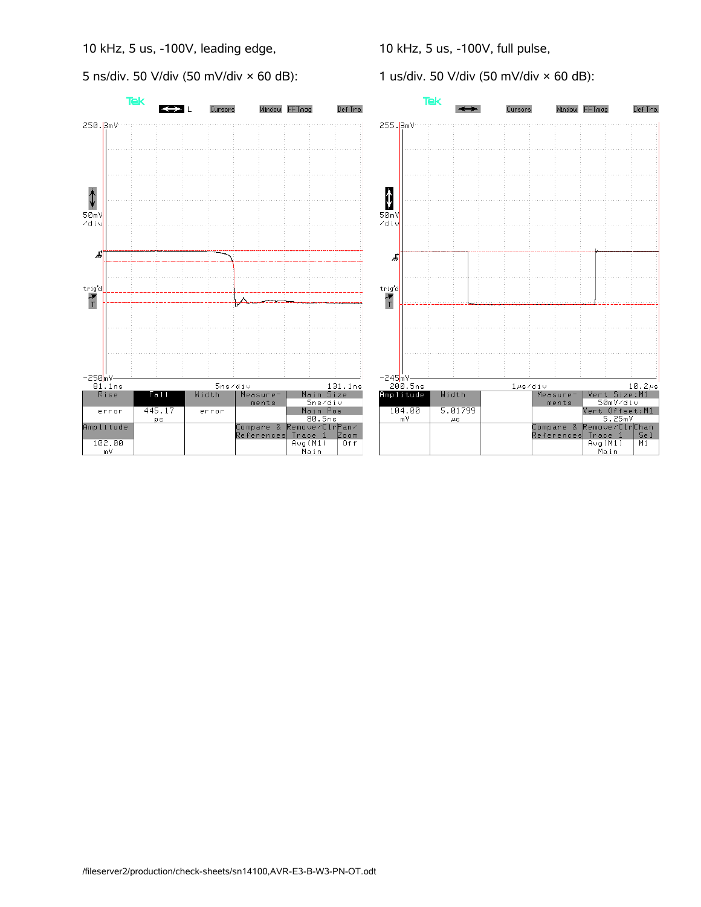10 kHz, 5 us, -100V, leading edge,

5 ns/div. 50 V/div (50 mV/div × 60 dB):

Tek

Cursors Window FFTmag Def Tra

250.0mV

50mV /div

trig'd

-250mV

81.1ns 5ns/div 131.1ns

Rise: error

Fall: 445.17 ps

Width: error

Measurements

Main Size: 5ns/div

Main Pos: 80.5ns

Amplitude: 102.00 mV

Compare & References

Remove/Clr Trace 1: Avg(M1) Main

Pan/Zoom: Off

10 kHz, 5 us, -100V, full pulse,

1 us/div. 50 V/div (50 mV/div × 60 dB):

Tek

Cursors Window FFTmag Def Tra

255.0mV

50mV /div

trig'd

-245mV

200.5ns 1µs/div 10.2µs

Amplitude: 104.00 mV

Width: 5.01799 µs

Measurements

Vert Size:M1: 50mV/div

Vert Offset:M1: 5.25mV

Compare & References

Remove/Clr Trace 1: Avg(M1) Main

Chan Sel: M1

/fileserver2/production/check-sheets/sn14100,AVR-E3-B-W3-PN-OT.odt